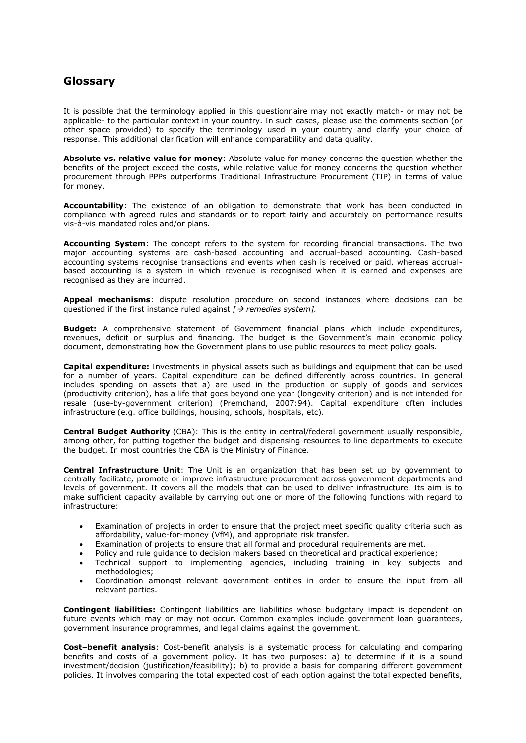## Glossary

It is possible that the terminology applied in this questionnaire may not exactly match- or may not be applicable- to the particular context in your country. In such cases, please use the comments section (or other space provided) to specify the terminology used in your country and clarify your choice of response. This additional clarification will enhance comparability and data quality.

**Absolute vs. relative value for money**: Absolute value for money concerns the question whether the benefits of the project exceed the costs, while relative value for money concerns the question whether procurement through PPPs outperforms Traditional Infrastructure Procurement (TIP) in terms of value for money.

**Accountability**: The existence of an obligation to demonstrate that work has been conducted in compliance with agreed rules and standards or to report fairly and accurately on performance results vis-à-vis mandated roles and/or plans.

**Accounting System**: The concept refers to the system for recording financial transactions. The two major accounting systems are cash-based accounting and accrual-based accounting. Cash-based accounting systems recognise transactions and events when cash is received or paid, whereas accrual-based accounting is a system in which revenue is recognised when it is earned and expenses are recognised as they are incurred.

**Appeal mechanisms**: dispute resolution procedure on second instances where decisions can be questioned if the first instance ruled against *[→ remedies system].*

**Budget:** A comprehensive statement of Government financial plans which include expenditures, revenues, deficit or surplus and financing. The budget is the Government's main economic policy document, demonstrating how the Government plans to use public resources to meet policy goals.

**Capital expenditure:** Investments in physical assets such as buildings and equipment that can be used for a number of years. Capital expenditure can be defined differently across countries. In general includes spending on assets that a) are used in the production or supply of goods and services (productivity criterion), has a life that goes beyond one year (longevity criterion) and is not intended for resale (use-by-government criterion) (Premchand, 2007:94). Capital expenditure often includes infrastructure (e.g. office buildings, housing, schools, hospitals, etc).

**Central Budget Authority** (CBA): This is the entity in central/federal government usually responsible, among other, for putting together the budget and dispensing resources to line departments to execute the budget. In most countries the CBA is the Ministry of Finance.

**Central Infrastructure Unit**: The Unit is an organization that has been set up by government to centrally facilitate, promote or improve infrastructure procurement across government departments and levels of government. It covers all the models that can be used to deliver infrastructure. Its aim is to make sufficient capacity available by carrying out one or more of the following functions with regard to infrastructure:

- Examination of projects in order to ensure that the project meet specific quality criteria such as affordability, value-for-money (VfM), and appropriate risk transfer.
- Examination of projects to ensure that all formal and procedural requirements are met.
- Policy and rule guidance to decision makers based on theoretical and practical experience;
- Technical support to implementing agencies, including training in key subjects and methodologies;
- Coordination amongst relevant government entities in order to ensure the input from all relevant parties.

**Contingent liabilities:** Contingent liabilities are liabilities whose budgetary impact is dependent on future events which may or may not occur. Common examples include government loan guarantees, government insurance programmes, and legal claims against the government.

**Cost–benefit analysis**: Cost-benefit analysis is a systematic process for calculating and comparing benefits and costs of a government policy. It has two purposes: a) to determine if it is a sound investment/decision (justification/feasibility); b) to provide a basis for comparing different government policies. It involves comparing the total expected cost of each option against the total expected benefits,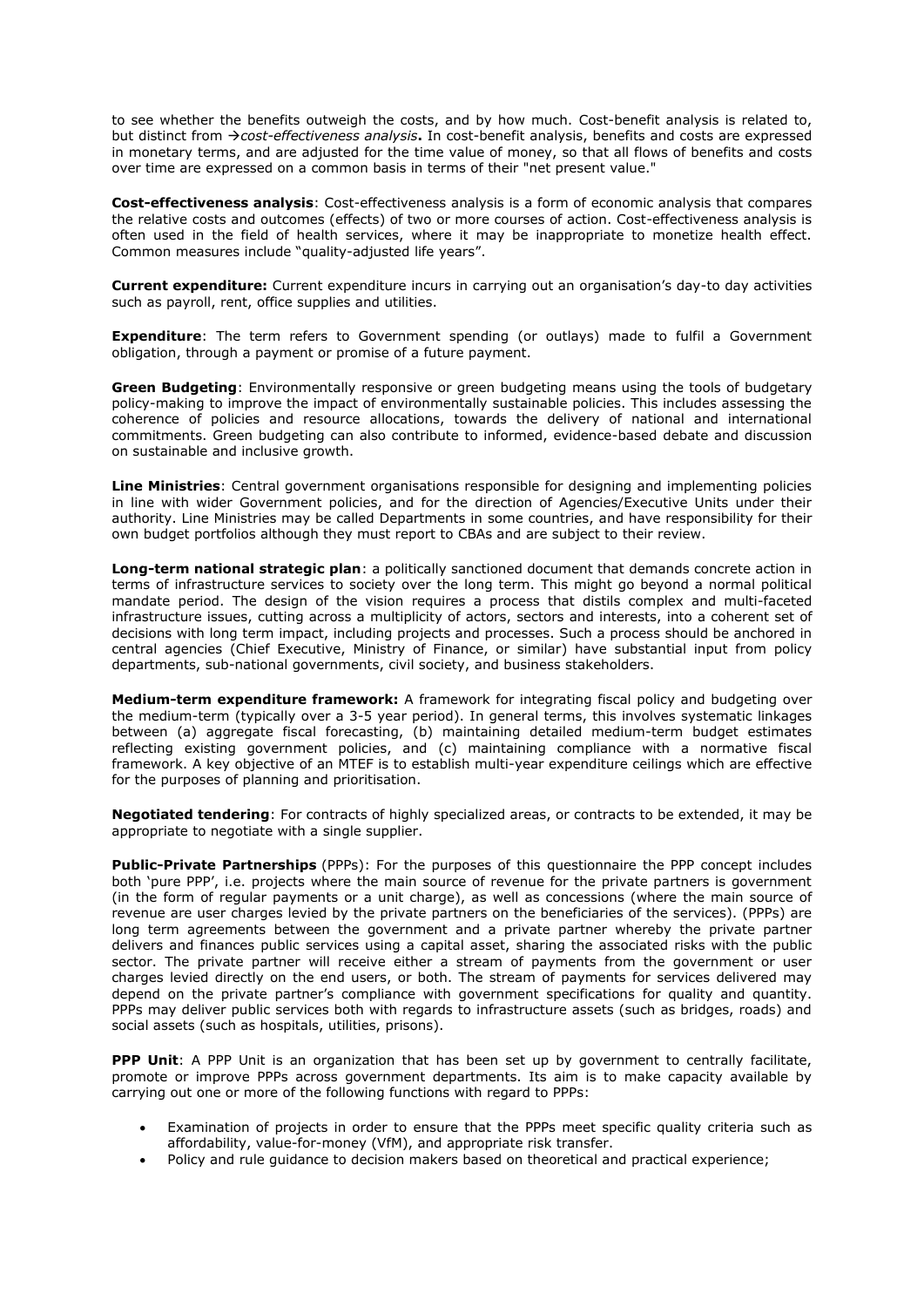to see whether the benefits outweigh the costs, and by how much. Cost-benefit analysis is related to, but distinct from →*cost-effectiveness analysis***.** In cost-benefit analysis, benefits and costs are expressed in monetary terms, and are adjusted for the time value of money, so that all flows of benefits and costs over time are expressed on a common basis in terms of their "net present value."

**Cost-effectiveness analysis**: Cost-effectiveness analysis is a form of economic analysis that compares the relative costs and outcomes (effects) of two or more courses of action. Cost-effectiveness analysis is often used in the field of health services, where it may be inappropriate to monetize health effect. Common measures include "quality-adjusted life years".

**Current expenditure:** Current expenditure incurs in carrying out an organisation's day-to day activities such as payroll, rent, office supplies and utilities.

**Expenditure**: The term refers to Government spending (or outlays) made to fulfil a Government obligation, through a payment or promise of a future payment.

**Green Budgeting**: Environmentally responsive or green budgeting means using the tools of budgetary policy-making to improve the impact of environmentally sustainable policies. This includes assessing the coherence of policies and resource allocations, towards the delivery of national and international commitments. Green budgeting can also contribute to informed, evidence-based debate and discussion on sustainable and inclusive growth.

**Line Ministries**: Central government organisations responsible for designing and implementing policies in line with wider Government policies, and for the direction of Agencies/Executive Units under their authority. Line Ministries may be called Departments in some countries, and have responsibility for their own budget portfolios although they must report to CBAs and are subject to their review.

**Long-term national strategic plan**: a politically sanctioned document that demands concrete action in terms of infrastructure services to society over the long term. This might go beyond a normal political mandate period. The design of the vision requires a process that distils complex and multi-faceted infrastructure issues, cutting across a multiplicity of actors, sectors and interests, into a coherent set of decisions with long term impact, including projects and processes. Such a process should be anchored in central agencies (Chief Executive, Ministry of Finance, or similar) have substantial input from policy departments, sub-national governments, civil society, and business stakeholders.

**Medium-term expenditure framework:** A framework for integrating fiscal policy and budgeting over the medium-term (typically over a 3-5 year period). In general terms, this involves systematic linkages between (a) aggregate fiscal forecasting, (b) maintaining detailed medium-term budget estimates reflecting existing government policies, and (c) maintaining compliance with a normative fiscal framework. A key objective of an MTEF is to establish multi-year expenditure ceilings which are effective for the purposes of planning and prioritisation.

**Negotiated tendering**: For contracts of highly specialized areas, or contracts to be extended, it may be appropriate to negotiate with a single supplier.

**Public-Private Partnerships** (PPPs): For the purposes of this questionnaire the PPP concept includes both 'pure PPP', i.e. projects where the main source of revenue for the private partners is government (in the form of regular payments or a unit charge), as well as concessions (where the main source of revenue are user charges levied by the private partners on the beneficiaries of the services). (PPPs) are long term agreements between the government and a private partner whereby the private partner delivers and finances public services using a capital asset, sharing the associated risks with the public sector. The private partner will receive either a stream of payments from the government or user charges levied directly on the end users, or both. The stream of payments for services delivered may depend on the private partner's compliance with government specifications for quality and quantity. PPPs may deliver public services both with regards to infrastructure assets (such as bridges, roads) and social assets (such as hospitals, utilities, prisons).

**PPP Unit**: A PPP Unit is an organization that has been set up by government to centrally facilitate, promote or improve PPPs across government departments. Its aim is to make capacity available by carrying out one or more of the following functions with regard to PPPs:

- Examination of projects in order to ensure that the PPPs meet specific quality criteria such as affordability, value-for-money (VfM), and appropriate risk transfer.
- Policy and rule guidance to decision makers based on theoretical and practical experience;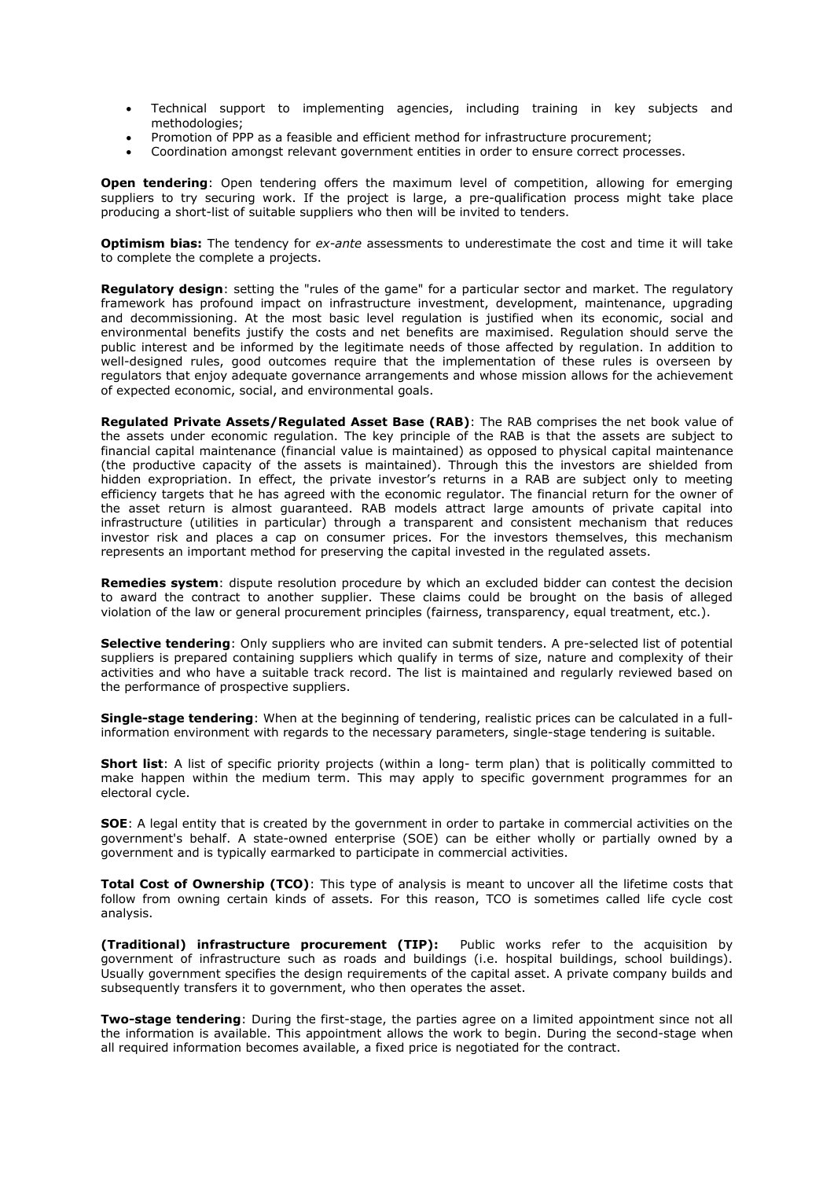- Technical support to implementing agencies, including training in key subjects and methodologies;
- Promotion of PPP as a feasible and efficient method for infrastructure procurement;
- Coordination amongst relevant government entities in order to ensure correct processes.

**Open tendering**: Open tendering offers the maximum level of competition, allowing for emerging suppliers to try securing work. If the project is large, a pre-qualification process might take place producing a short-list of suitable suppliers who then will be invited to tenders.

**Optimism bias:** The tendency for *ex-ante* assessments to underestimate the cost and time it will take to complete the complete a projects.

**Regulatory design**: setting the "rules of the game" for a particular sector and market. The regulatory framework has profound impact on infrastructure investment, development, maintenance, upgrading and decommissioning. At the most basic level regulation is justified when its economic, social and environmental benefits justify the costs and net benefits are maximised. Regulation should serve the public interest and be informed by the legitimate needs of those affected by regulation. In addition to well-designed rules, good outcomes require that the implementation of these rules is overseen by regulators that enjoy adequate governance arrangements and whose mission allows for the achievement of expected economic, social, and environmental goals.

**Regulated Private Assets/Regulated Asset Base (RAB)**: The RAB comprises the net book value of the assets under economic regulation. The key principle of the RAB is that the assets are subject to financial capital maintenance (financial value is maintained) as opposed to physical capital maintenance (the productive capacity of the assets is maintained). Through this the investors are shielded from hidden expropriation. In effect, the private investor's returns in a RAB are subject only to meeting efficiency targets that he has agreed with the economic regulator. The financial return for the owner of the asset return is almost guaranteed. RAB models attract large amounts of private capital into infrastructure (utilities in particular) through a transparent and consistent mechanism that reduces investor risk and places a cap on consumer prices. For the investors themselves, this mechanism represents an important method for preserving the capital invested in the regulated assets.

**Remedies system**: dispute resolution procedure by which an excluded bidder can contest the decision to award the contract to another supplier. These claims could be brought on the basis of alleged violation of the law or general procurement principles (fairness, transparency, equal treatment, etc.).

**Selective tendering**: Only suppliers who are invited can submit tenders. A pre-selected list of potential suppliers is prepared containing suppliers which qualify in terms of size, nature and complexity of their activities and who have a suitable track record. The list is maintained and regularly reviewed based on the performance of prospective suppliers.

**Single-stage tendering**: When at the beginning of tendering, realistic prices can be calculated in a full-information environment with regards to the necessary parameters, single-stage tendering is suitable.

**Short list**: A list of specific priority projects (within a long- term plan) that is politically committed to make happen within the medium term. This may apply to specific government programmes for an electoral cycle.

**SOE**: A legal entity that is created by the government in order to partake in commercial activities on the government's behalf. A state-owned enterprise (SOE) can be either wholly or partially owned by a government and is typically earmarked to participate in commercial activities.

**Total Cost of Ownership (TCO)**: This type of analysis is meant to uncover all the lifetime costs that follow from owning certain kinds of assets. For this reason, TCO is sometimes called life cycle cost analysis.

**(Traditional) infrastructure procurement (TIP):** Public works refer to the acquisition by government of infrastructure such as roads and buildings (i.e. hospital buildings, school buildings). Usually government specifies the design requirements of the capital asset. A private company builds and subsequently transfers it to government, who then operates the asset.

**Two-stage tendering**: During the first-stage, the parties agree on a limited appointment since not all the information is available. This appointment allows the work to begin. During the second-stage when all required information becomes available, a fixed price is negotiated for the contract.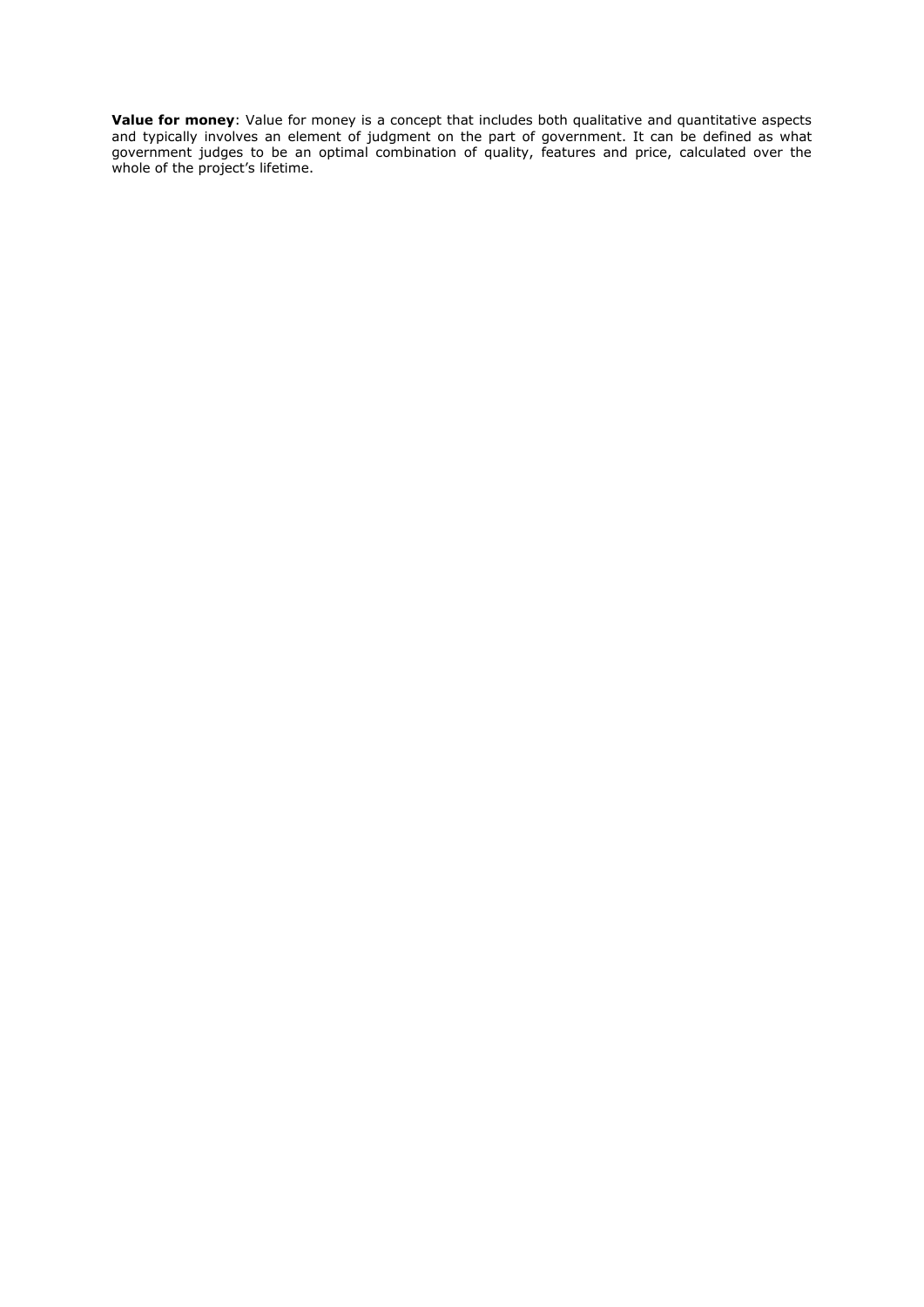**Value for money**: Value for money is a concept that includes both qualitative and quantitative aspects and typically involves an element of judgment on the part of government. It can be defined as what government judges to be an optimal combination of quality, features and price, calculated over the whole of the project's lifetime.